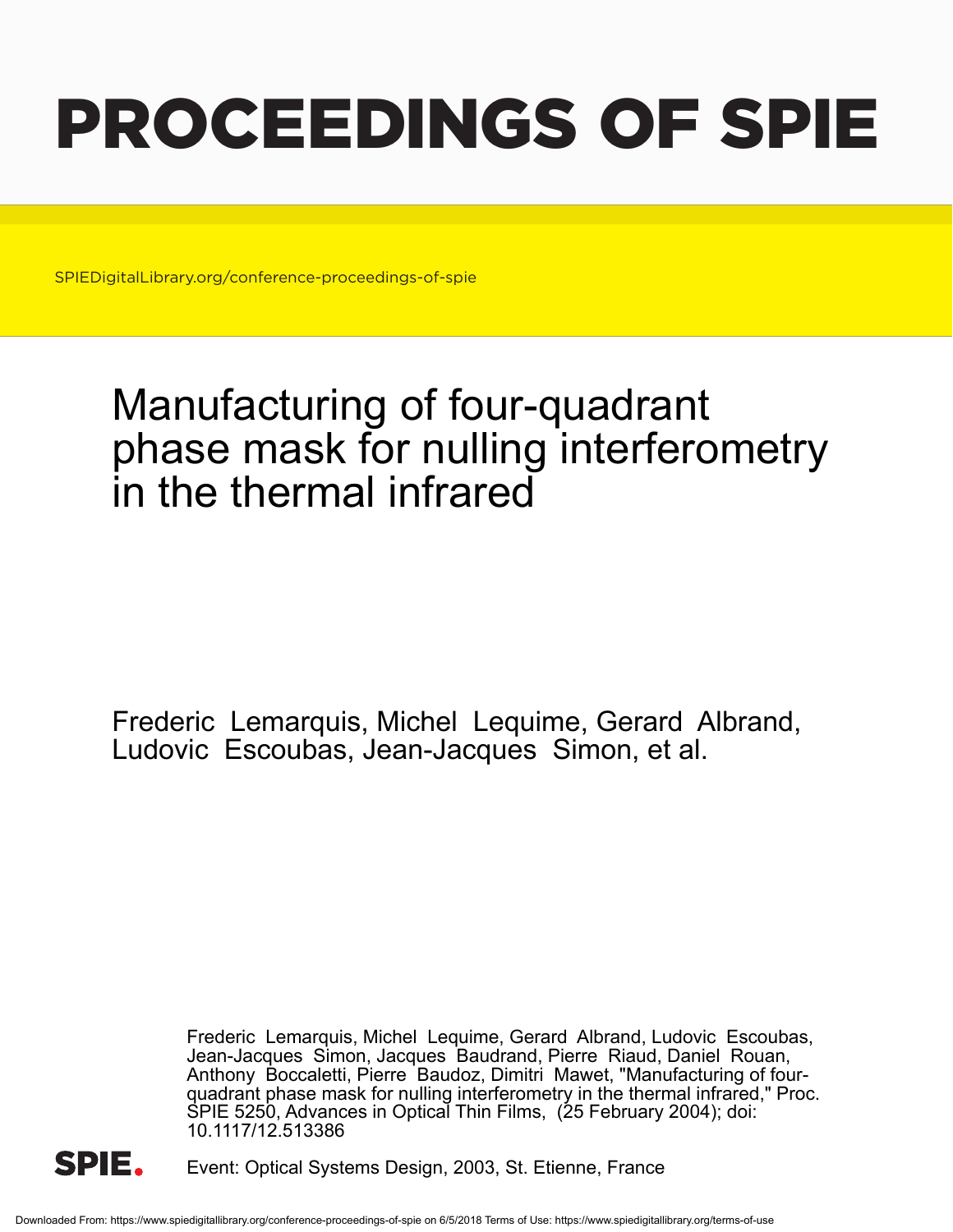# PROCEEDINGS OF SPIE

SPIEDigitalLibrary.org/conference-proceedings-of-spie

## Manufacturing of four-quadrant phase mask for nulling interferometry in the thermal infrared

Frederic Lemarquis, Michel Lequime, Gerard Albrand, Ludovic Escoubas, Jean-Jacques Simon, et al.

Frederic Lemarquis, Michel Lequime, Gerard Albrand, Ludovic Escoubas, Jean-Jacques Simon, Jacques Baudrand, Pierre Riaud, Daniel Rouan, Anthony Boccaletti, Pierre Baudoz, Dimitri Mawet, "Manufacturing of four-quadrant phase mask for nulling interferometry in the thermal infrared," Proc. SPIE 5250, Advances in Optical Thin Films, (25 February 2004); doi: 10.1117/12.513386

Event: Optical Systems Design, 2003, St. Etienne, France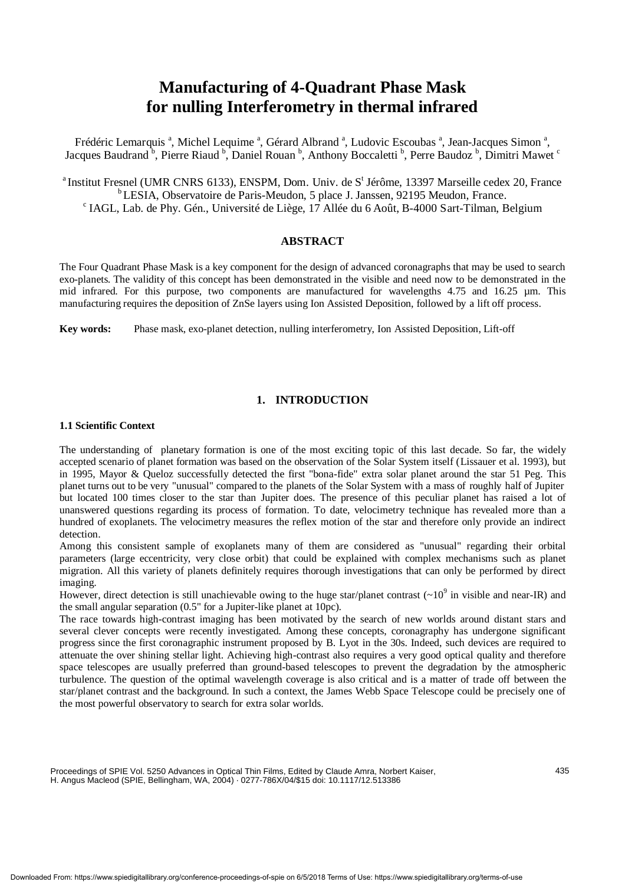# Manufacturing of 4-Quadrant Phase Mask for nulling Interferometry in thermal infrared

Frédéric Lemarquis [a], Michel Lequime [a], Gérard Albrand [a], Ludovic Escoubas [a], Jean-Jacques Simon [a], Jacques Baudrand [b], Pierre Riaud [b], Daniel Rouan [b], Anthony Boccaletti [b], Perre Baudoz [b], Dimitri Mawet [c]

[a] Institut Fresnel (UMR CNRS 6133), ENSPM, Dom. Univ. de St Jérôme, 13397 Marseille cedex 20, France
[b] LESIA, Observatoire de Paris-Meudon, 5 place J. Janssen, 92195 Meudon, France.
[c] IAGL, Lab. de Phy. Gén., Université de Liège, 17 Allée du 6 Août, B-4000 Sart-Tilman, Belgium

## ABSTRACT

The Four Quadrant Phase Mask is a key component for the design of advanced coronagraphs that may be used to search exo-planets. The validity of this concept has been demonstrated in the visible and need now to be demonstrated in the mid infrared. For this purpose, two components are manufactured for wavelengths 4.75 and 16.25 µm. This manufacturing requires the deposition of ZnSe layers using Ion Assisted Deposition, followed by a lift off process.

**Key words:** Phase mask, exo-planet detection, nulling interferometry, Ion Assisted Deposition, Lift-off

## 1. INTRODUCTION

### 1.1 Scientific Context

The understanding of planetary formation is one of the most exciting topic of this last decade. So far, the widely accepted scenario of planet formation was based on the observation of the Solar System itself (Lissauer et al. 1993), but in 1995, Mayor & Queloz successfully detected the first "bona-fide" extra solar planet around the star 51 Peg. This planet turns out to be very "unusual" compared to the planets of the Solar System with a mass of roughly half of Jupiter but located 100 times closer to the star than Jupiter does. The presence of this peculiar planet has raised a lot of unanswered questions regarding its process of formation. To date, velocimetry technique has revealed more than a hundred of exoplanets. The velocimetry measures the reflex motion of the star and therefore only provide an indirect detection.

Among this consistent sample of exoplanets many of them are considered as "unusual" regarding their orbital parameters (large eccentricity, very close orbit) that could be explained with complex mechanisms such as planet migration. All this variety of planets definitely requires thorough investigations that can only be performed by direct imaging.

However, direct detection is still unachievable owing to the huge star/planet contrast ($\sim 10^9$ in visible and near-IR) and the small angular separation (0.5" for a Jupiter-like planet at 10pc).

The race towards high-contrast imaging has been motivated by the search of new worlds around distant stars and several clever concepts were recently investigated. Among these concepts, coronagraphy has undergone significant progress since the first coronagraphic instrument proposed by B. Lyot in the 30s. Indeed, such devices are required to attenuate the over shining stellar light. Achieving high-contrast also requires a very good optical quality and therefore space telescopes are usually preferred than ground-based telescopes to prevent the degradation by the atmospheric turbulence. The question of the optimal wavelength coverage is also critical and is a matter of trade off between the star/planet contrast and the background. In such a context, the James Webb Space Telescope could be precisely one of the most powerful observatory to search for extra solar worlds.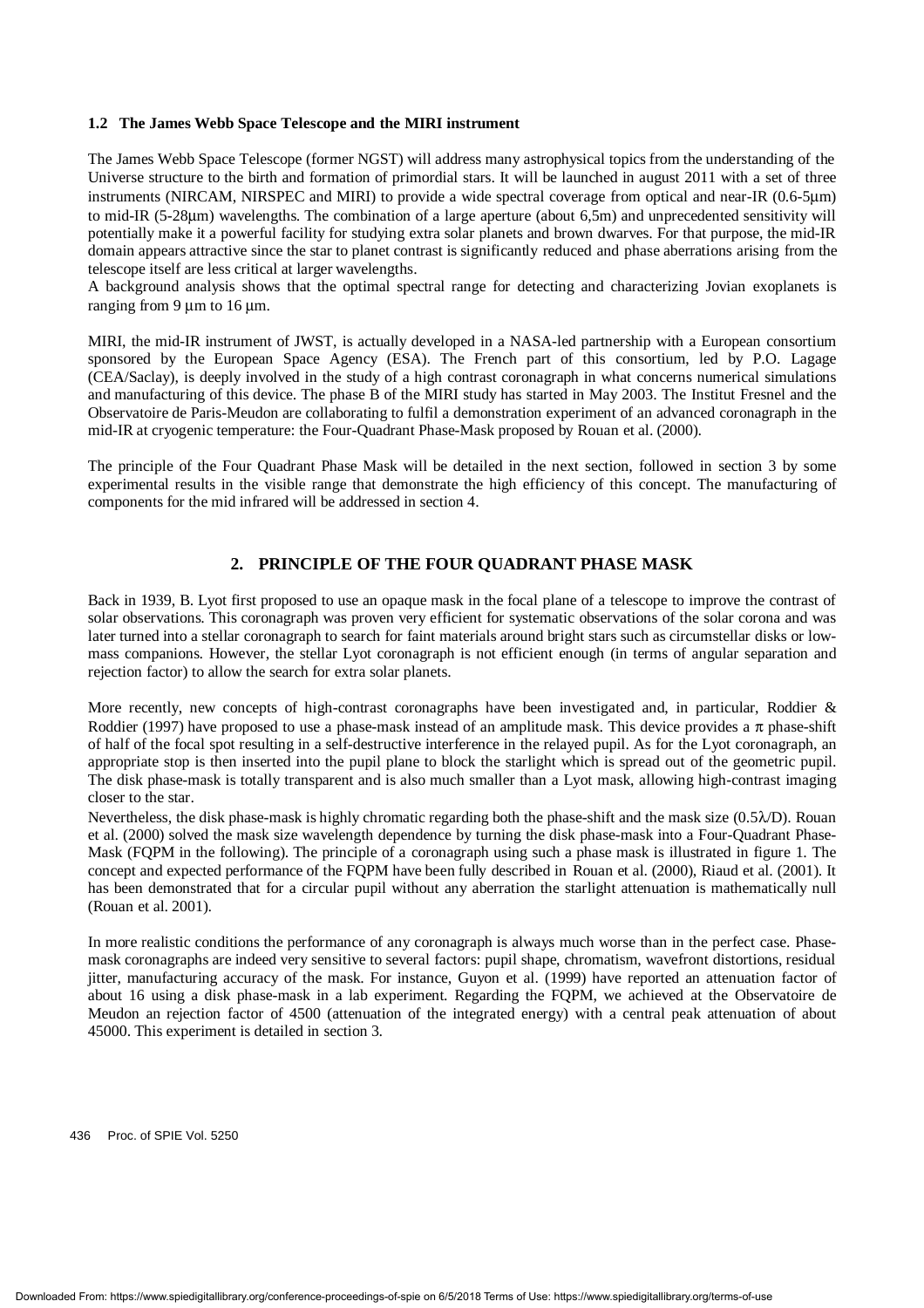### 1.2 The James Webb Space Telescope and the MIRI instrument

The James Webb Space Telescope (former NGST) will address many astrophysical topics from the understanding of the Universe structure to the birth and formation of primordial stars. It will be launched in august 2011 with a set of three instruments (NIRCAM, NIRSPEC and MIRI) to provide a wide spectral coverage from optical and near-IR (0.6-5µm) to mid-IR (5-28µm) wavelengths. The combination of a large aperture (about 6,5m) and unprecedented sensitivity will potentially make it a powerful facility for studying extra solar planets and brown dwarves. For that purpose, the mid-IR domain appears attractive since the star to planet contrast is significantly reduced and phase aberrations arising from the telescope itself are less critical at larger wavelengths.
A background analysis shows that the optimal spectral range for detecting and characterizing Jovian exoplanets is ranging from 9 µm to 16 µm.

MIRI, the mid-IR instrument of JWST, is actually developed in a NASA-led partnership with a European consortium sponsored by the European Space Agency (ESA). The French part of this consortium, led by P.O. Lagage (CEA/Saclay), is deeply involved in the study of a high contrast coronagraph in what concerns numerical simulations and manufacturing of this device. The phase B of the MIRI study has started in May 2003. The Institut Fresnel and the Observatoire de Paris-Meudon are collaborating to fulfil a demonstration experiment of an advanced coronagraph in the mid-IR at cryogenic temperature: the Four-Quadrant Phase-Mask proposed by Rouan et al. (2000).

The principle of the Four Quadrant Phase Mask will be detailed in the next section, followed in section 3 by some experimental results in the visible range that demonstrate the high efficiency of this concept. The manufacturing of components for the mid infrared will be addressed in section 4.

## 2. PRINCIPLE OF THE FOUR QUADRANT PHASE MASK

Back in 1939, B. Lyot first proposed to use an opaque mask in the focal plane of a telescope to improve the contrast of solar observations. This coronagraph was proven very efficient for systematic observations of the solar corona and was later turned into a stellar coronagraph to search for faint materials around bright stars such as circumstellar disks or low-mass companions. However, the stellar Lyot coronagraph is not efficient enough (in terms of angular separation and rejection factor) to allow the search for extra solar planets.

More recently, new concepts of high-contrast coronagraphs have been investigated and, in particular, Roddier & Roddier (1997) have proposed to use a phase-mask instead of an amplitude mask. This device provides a $\pi$ phase-shift of half of the focal spot resulting in a self-destructive interference in the relayed pupil. As for the Lyot coronagraph, an appropriate stop is then inserted into the pupil plane to block the starlight which is spread out of the geometric pupil. The disk phase-mask is totally transparent and is also much smaller than a Lyot mask, allowing high-contrast imaging closer to the star.
Nevertheless, the disk phase-mask is highly chromatic regarding both the phase-shift and the mask size ($0.5\lambda/D$). Rouan et al. (2000) solved the mask size wavelength dependence by turning the disk phase-mask into a Four-Quadrant Phase-Mask (FQPM in the following). The principle of a coronagraph using such a phase mask is illustrated in figure 1. The concept and expected performance of the FQPM have been fully described in Rouan et al. (2000), Riaud et al. (2001). It has been demonstrated that for a circular pupil without any aberration the starlight attenuation is mathematically null (Rouan et al. 2001).

In more realistic conditions the performance of any coronagraph is always much worse than in the perfect case. Phase-mask coronagraphs are indeed very sensitive to several factors: pupil shape, chromatism, wavefront distortions, residual jitter, manufacturing accuracy of the mask. For instance, Guyon et al. (1999) have reported an attenuation factor of about 16 using a disk phase-mask in a lab experiment. Regarding the FQPM, we achieved at the Observatoire de Meudon an rejection factor of 4500 (attenuation of the integrated energy) with a central peak attenuation of about 45000. This experiment is detailed in section 3.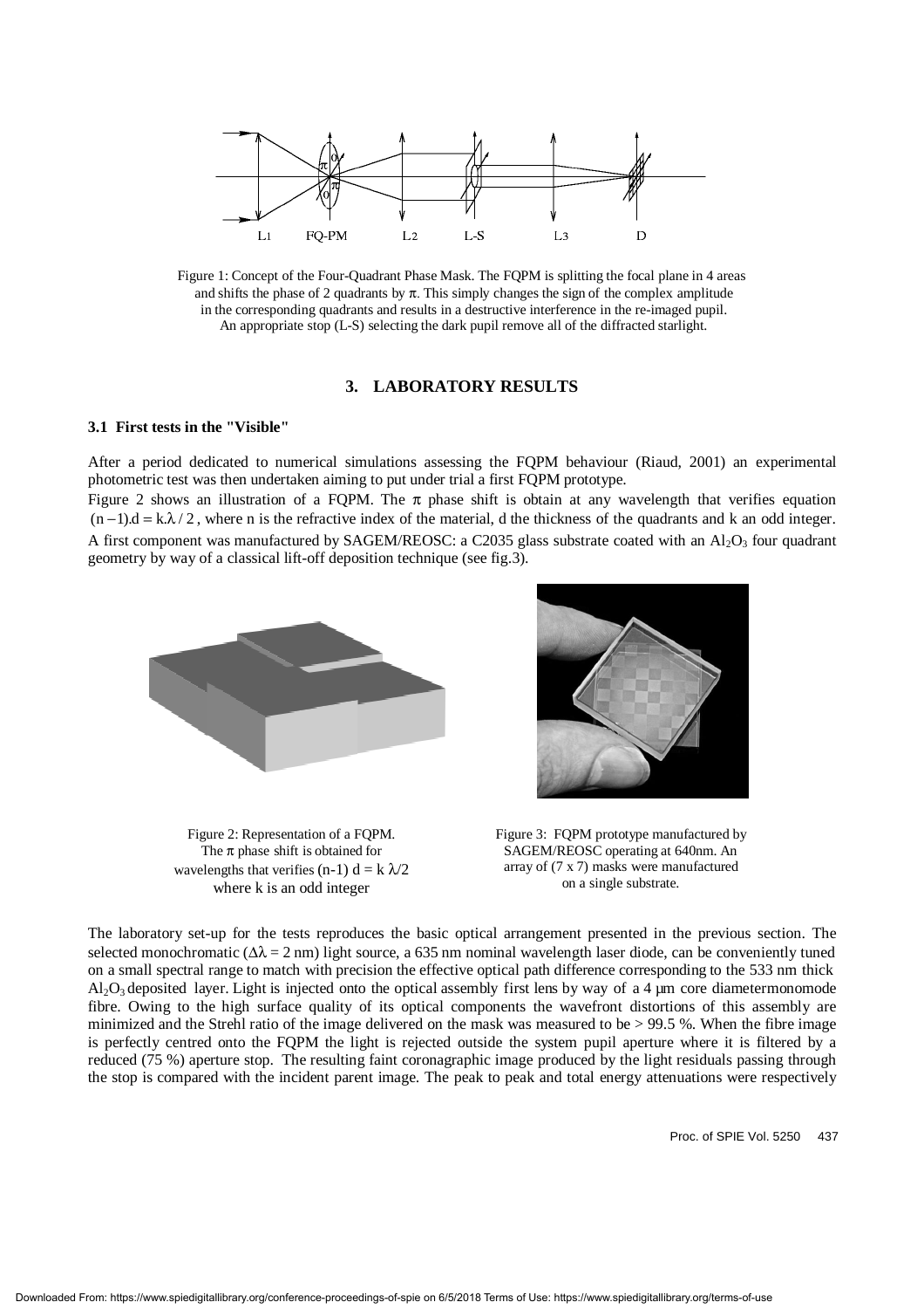Figure 1: Concept of the Four-Quadrant Phase Mask. The FQPM is splitting the focal plane in 4 areas and shifts the phase of 2 quadrants by $\pi$. This simply changes the sign of the complex amplitude in the corresponding quadrants and results in a destructive interference in the re-imaged pupil. An appropriate stop (L-S) selecting the dark pupil remove all of the diffracted starlight.

## 3. LABORATORY RESULTS

### 3.1 First tests in the "Visible"

After a period dedicated to numerical simulations assessing the FQPM behaviour (Riaud, 2001) an experimental photometric test was then undertaken aiming to put under trial a first FQPM prototype.

Figure 2 shows an illustration of a FQPM. The $\pi$ phase shift is obtain at any wavelength that verifies equation $(n-1).d = k.\lambda/2$, where n is the refractive index of the material, d the thickness of the quadrants and k an odd integer.

A first component was manufactured by SAGEM/REOSC: a C2035 glass substrate coated with an $Al_2O_3$ four quadrant geometry by way of a classical lift-off deposition technique (see fig.3).

Figure 2: Representation of a FQPM. The $\pi$ phase shift is obtained for wavelengths that verifies $(n-1)\ d = k\ \lambda/2$ where k is an odd integer

Figure 3: FQPM prototype manufactured by SAGEM/REOSC operating at 640nm. An array of (7 x 7) masks were manufactured on a single substrate.

The laboratory set-up for the tests reproduces the basic optical arrangement presented in the previous section. The selected monochromatic ($\Delta\lambda = 2$ nm) light source, a 635 nm nominal wavelength laser diode, can be conveniently tuned on a small spectral range to match with precision the effective optical path difference corresponding to the 533 nm thick $Al_2O_3$ deposited layer. Light is injected onto the optical assembly first lens by way of a 4 µm core diametermonomode fibre. Owing to the high surface quality of its optical components the wavefront distortions of this assembly are minimized and the Strehl ratio of the image delivered on the mask was measured to be > 99.5 %. When the fibre image is perfectly centred onto the FQPM the light is rejected outside the system pupil aperture where it is filtered by a reduced (75 %) aperture stop. The resulting faint coronagraphic image produced by the light residuals passing through the stop is compared with the incident parent image. The peak to peak and total energy attenuations were respectively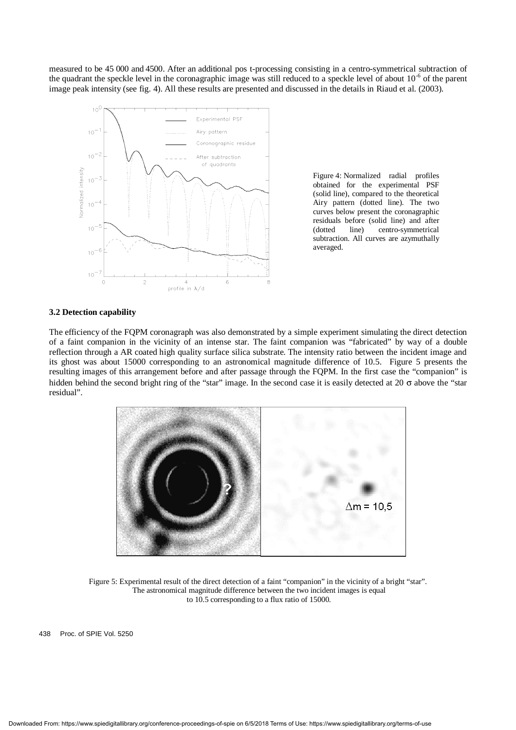measured to be 45 000 and 4500. After an additional pos t-processing consisting in a centro-symmetrical subtraction of the quadrant the speckle level in the coronagraphic image was still reduced to a speckle level of about $10^{-6}$ of the parent image peak intensity (see fig. 4). All these results are presented and discussed in the details in Riaud et al. (2003).

Figure 4: Normalized radial profiles obtained for the experimental PSF (solid line), compared to the theoretical Airy pattern (dotted line). The two curves below present the coronagraphic residuals before (solid line) and after (dotted line) centro-symmetrical subtraction. All curves are azymuthally averaged.

### 3.2 Detection capability

The efficiency of the FQPM coronagraph was also demonstrated by a simple experiment simulating the direct detection of a faint companion in the vicinity of an intense star. The faint companion was "fabricated" by way of a double reflection through a AR coated high quality surface silica substrate. The intensity ratio between the incident image and its ghost was about 15000 corresponding to an astronomical magnitude difference of 10.5. Figure 5 presents the resulting images of this arrangement before and after passage through the FQPM. In the first case the "companion" is hidden behind the second bright ring of the "star" image. In the second case it is easily detected at 20 $\sigma$ above the "star residual".

Figure 5: Experimental result of the direct detection of a faint "companion" in the vicinity of a bright "star". The astronomical magnitude difference between the two incident images is equal to 10.5 corresponding to a flux ratio of 15000.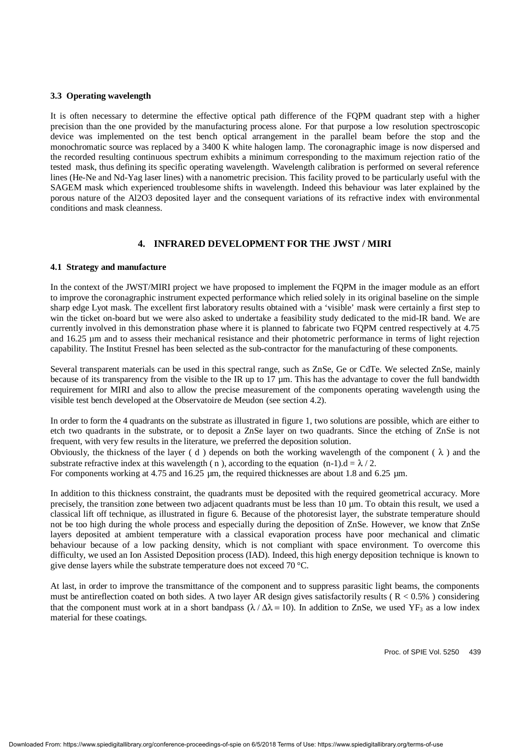### 3.3 Operating wavelength

It is often necessary to determine the effective optical path difference of the FQPM quadrant step with a higher precision than the one provided by the manufacturing process alone. For that purpose a low resolution spectroscopic device was implemented on the test bench optical arrangement in the parallel beam before the stop and the monochromatic source was replaced by a 3400 K white halogen lamp. The coronagraphic image is now dispersed and the recorded resulting continuous spectrum exhibits a minimum corresponding to the maximum rejection ratio of the tested mask, thus defining its specific operating wavelength. Wavelength calibration is performed on several reference lines (He-Ne and Nd-Yag laser lines) with a nanometric precision. This facility proved to be particularly useful with the SAGEM mask which experienced troublesome shifts in wavelength. Indeed this behaviour was later explained by the porous nature of the $Al_2O_3$ deposited layer and the consequent variations of its refractive index with environmental conditions and mask cleanness.

## 4. INFRARED DEVELOPMENT FOR THE JWST / MIRI

### 4.1 Strategy and manufacture

In the context of the JWST/MIRI project we have proposed to implement the FQPM in the imager module as an effort to improve the coronagraphic instrument expected performance which relied solely in its original baseline on the simple sharp edge Lyot mask. The excellent first laboratory results obtained with a 'visible' mask were certainly a first step to win the ticket on-board but we were also asked to undertake a feasibility study dedicated to the mid-IR band. We are currently involved in this demonstration phase where it is planned to fabricate two FQPM centred respectively at 4.75 and 16.25 µm and to assess their mechanical resistance and their photometric performance in terms of light rejection capability. The Institut Fresnel has been selected as the sub-contractor for the manufacturing of these components.

Several transparent materials can be used in this spectral range, such as ZnSe, Ge or CdTe. We selected ZnSe, mainly because of its transparency from the visible to the IR up to 17 µm. This has the advantage to cover the full bandwidth requirement for MIRI and also to allow the precise measurement of the components operating wavelength using the visible test bench developed at the Observatoire de Meudon (see section 4.2).

In order to form the 4 quadrants on the substrate as illustrated in figure 1, two solutions are possible, which are either to etch two quadrants in the substrate, or to deposit a ZnSe layer on two quadrants. Since the etching of ZnSe is not frequent, with very few results in the literature, we preferred the deposition solution.

Obviously, the thickness of the layer ( d ) depends on both the working wavelength of the component ( $\lambda$ ) and the substrate refractive index at this wavelength ( n ), according to the equation $(n-1).d = \lambda / 2$.

For components working at 4.75 and 16.25 µm, the required thicknesses are about 1.8 and 6.25 µm.

In addition to this thickness constraint, the quadrants must be deposited with the required geometrical accuracy. More precisely, the transition zone between two adjacent quadrants must be less than 10 µm. To obtain this result, we used a classical lift off technique, as illustrated in figure 6. Because of the photoresist layer, the substrate temperature should not be too high during the whole process and especially during the deposition of ZnSe. However, we know that ZnSe layers deposited at ambient temperature with a classical evaporation process have poor mechanical and climatic behaviour because of a low packing density, which is not compliant with space environment. To overcome this difficulty, we used an Ion Assisted Deposition process (IAD). Indeed, this high energy deposition technique is known to give dense layers while the substrate temperature does not exceed 70 °C.

At last, in order to improve the transmittance of the component and to suppress parasitic light beams, the components must be antireflection coated on both sides. A two layer AR design gives satisfactorily results ( $R < 0.5\%$ ) considering that the component must work at in a short bandpass ($\lambda / \Delta\lambda = 10$). In addition to ZnSe, we used $YF_3$ as a low index material for these coatings.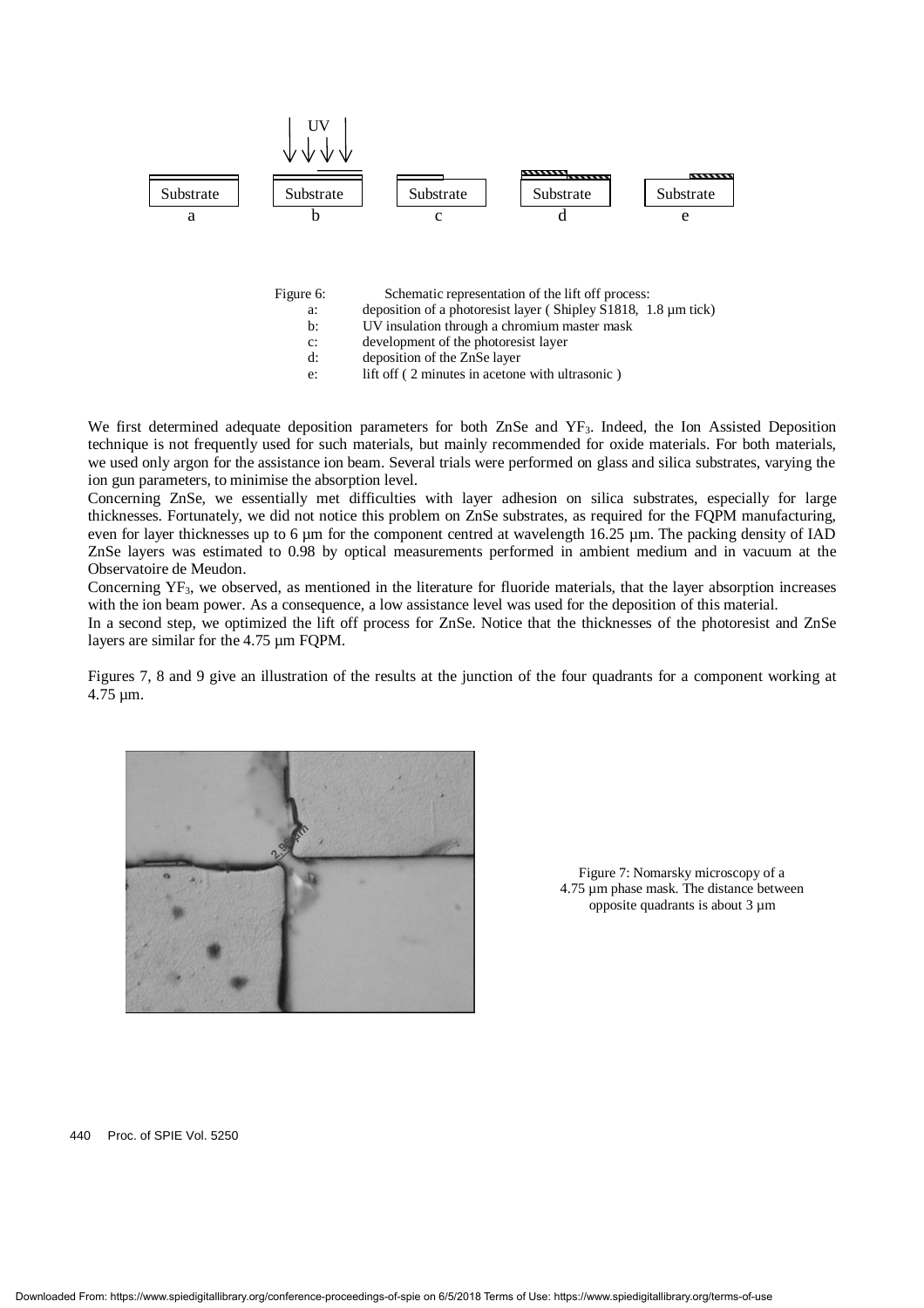Figure 6: Schematic representation of the lift off process:

- a: deposition of a photoresist layer ( Shipley S1818, 1.8 µm tick)
- b: UV insulation through a chromium master mask
- c: development of the photoresist layer
- d: deposition of the ZnSe layer
- e: lift off ( 2 minutes in acetone with ultrasonic )

We first determined adequate deposition parameters for both ZnSe and $YF_3$. Indeed, the Ion Assisted Deposition technique is not frequently used for such materials, but mainly recommended for oxide materials. For both materials, we used only argon for the assistance ion beam. Several trials were performed on glass and silica substrates, varying the ion gun parameters, to minimise the absorption level.

Concerning ZnSe, we essentially met difficulties with layer adhesion on silica substrates, especially for large thicknesses. Fortunately, we did not notice this problem on ZnSe substrates, as required for the FQPM manufacturing, even for layer thicknesses up to 6 µm for the component centred at wavelength 16.25 µm. The packing density of IAD ZnSe layers was estimated to 0.98 by optical measurements performed in ambient medium and in vacuum at the Observatoire de Meudon.

Concerning $YF_3$, we observed, as mentioned in the literature for fluoride materials, that the layer absorption increases with the ion beam power. As a consequence, a low assistance level was used for the deposition of this material.

In a second step, we optimized the lift off process for ZnSe. Notice that the thicknesses of the photoresist and ZnSe layers are similar for the 4.75 µm FQPM.

Figures 7, 8 and 9 give an illustration of the results at the junction of the four quadrants for a component working at 4.75 µm.

Figure 7: Nomarsky microscopy of a 4.75 µm phase mask. The distance between opposite quadrants is about 3 µm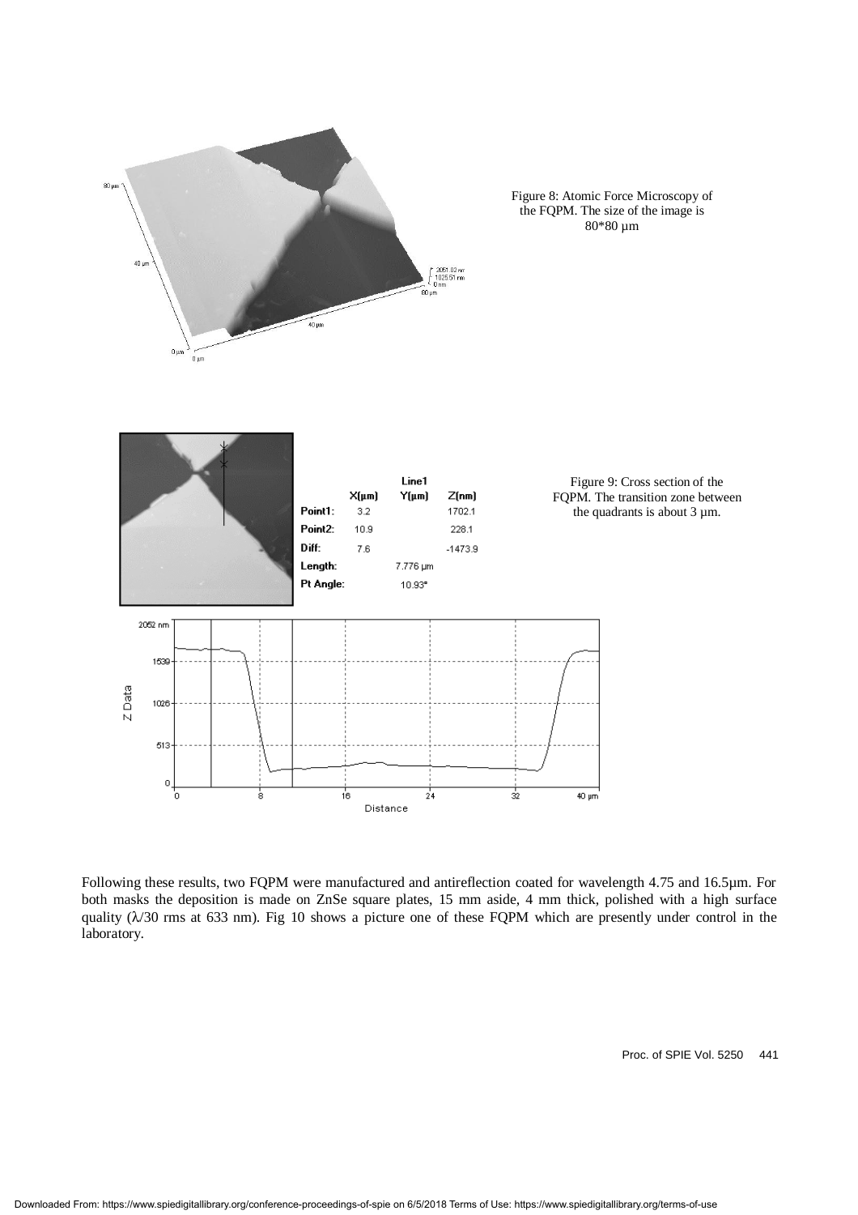Figure 8: Atomic Force Microscopy of the FQPM. The size of the image is 80*80 µm

| | X(µm) | Line1 Y(µm) | Z(nm) |
|---|---|---|---|
| Point1: | 3.2 | | 1702.1 |
| Point2: | 10.9 | | 228.1 |
| Diff: | 7.6 | | -1473.9 |
| Length: | | 7.776 µm | |
| Pt Angle: | | 10.93° | |

Figure 9: Cross section of the FQPM. The transition zone between the quadrants is about 3 µm.

Following these results, two FQPM were manufactured and antireflection coated for wavelength 4.75 and 16.5µm. For both masks the deposition is made on ZnSe square plates, 15 mm aside, 4 mm thick, polished with a high surface quality ($\lambda$/30 rms at 633 nm). Fig 10 shows a picture one of these FQPM which are presently under control in the laboratory.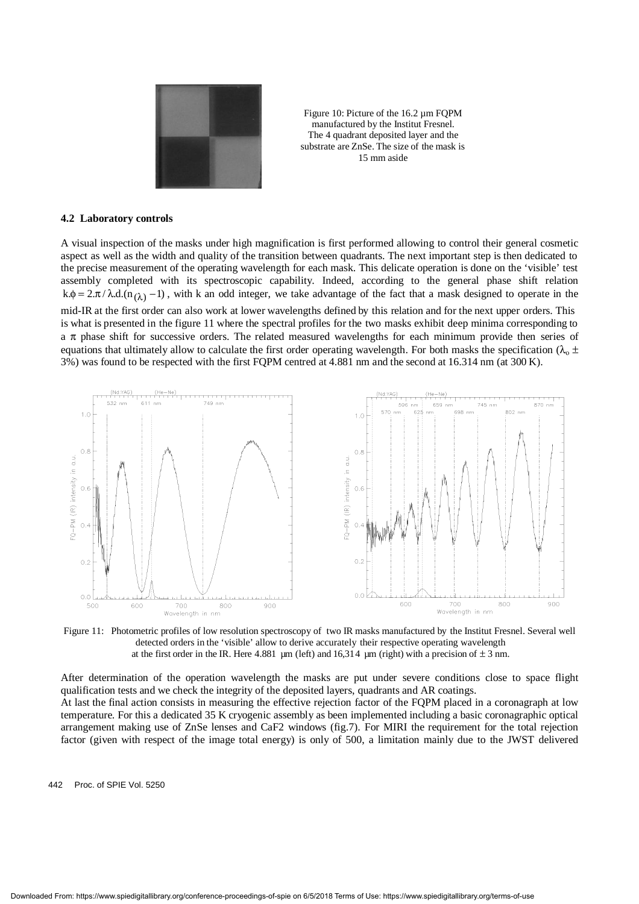Figure 10: Picture of the 16.2 µm FQPM manufactured by the Institut Fresnel. The 4 quadrant deposited layer and the substrate are ZnSe. The size of the mask is 15 mm aside

### 4.2 Laboratory controls

A visual inspection of the masks under high magnification is first performed allowing to control their general cosmetic aspect as well as the width and quality of the transition between quadrants. The next important step is then dedicated to the precise measurement of the operating wavelength for each mask. This delicate operation is done on the 'visible' test assembly completed with its spectroscopic capability. Indeed, according to the general phase shift relation $k.\phi = 2.\pi / \lambda.d.(n_{(\lambda)} - 1)$, with k an odd integer, we take advantage of the fact that a mask designed to operate in the mid-IR at the first order can also work at lower wavelengths defined by this relation and for the next upper orders. This is what is presented in the figure 11 where the spectral profiles for the two masks exhibit deep minima corresponding to a $\pi$ phase shift for successive orders. The related measured wavelengths for each minimum provide then series of equations that ultimately allow to calculate the first order operating wavelength. For both masks the specification ($\lambda_o \pm$ 3%) was found to be respected with the first FQPM centred at 4.881 nm and the second at 16.314 nm (at 300 K).

Figure 11: Photometric profiles of low resolution spectroscopy of two IR masks manufactured by the Institut Fresnel. Several well detected orders in the 'visible' allow to derive accurately their respective operating wavelength at the first order in the IR. Here 4.881 µm (left) and 16,314 µm (right) with a precision of ± 3 nm.

After determination of the operation wavelength the masks are put under severe conditions close to space flight qualification tests and we check the integrity of the deposited layers, quadrants and AR coatings.

At last the final action consists in measuring the effective rejection factor of the FQPM placed in a coronagraph at low temperature. For this a dedicated 35 K cryogenic assembly as been implemented including a basic coronagraphic optical arrangement making use of ZnSe lenses and CaF2 windows (fig.7). For MIRI the requirement for the total rejection factor (given with respect of the image total energy) is only of 500, a limitation mainly due to the JWST delivered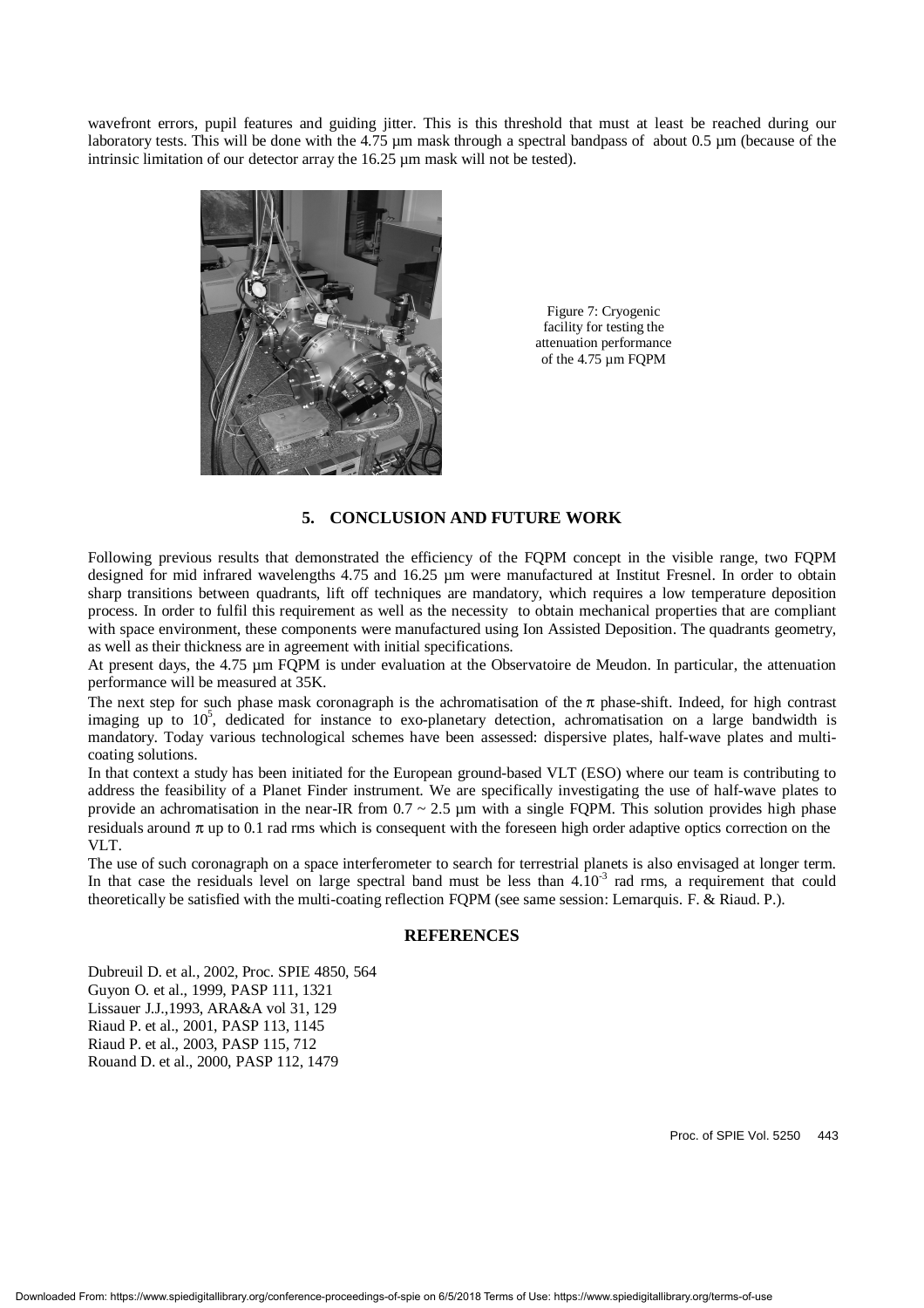wavefront errors, pupil features and guiding jitter. This is this threshold that must at least be reached during our laboratory tests. This will be done with the 4.75 µm mask through a spectral bandpass of about 0.5 µm (because of the intrinsic limitation of our detector array the 16.25 µm mask will not be tested).

Figure 7: Cryogenic facility for testing the attenuation performance of the 4.75 µm FQPM

## 5. CONCLUSION AND FUTURE WORK

Following previous results that demonstrated the efficiency of the FQPM concept in the visible range, two FQPM designed for mid infrared wavelengths 4.75 and 16.25 µm were manufactured at Institut Fresnel. In order to obtain sharp transitions between quadrants, lift off techniques are mandatory, which requires a low temperature deposition process. In order to fulfil this requirement as well as the necessity to obtain mechanical properties that are compliant with space environment, these components were manufactured using Ion Assisted Deposition. The quadrants geometry, as well as their thickness are in agreement with initial specifications.

At present days, the 4.75 µm FQPM is under evaluation at the Observatoire de Meudon. In particular, the attenuation performance will be measured at 35K.

The next step for such phase mask coronagraph is the achromatisation of the $\pi$ phase-shift. Indeed, for high contrast imaging up to $10^5$, dedicated for instance to exo-planetary detection, achromatisation on a large bandwidth is mandatory. Today various technological schemes have been assessed: dispersive plates, half-wave plates and multi-coating solutions.

In that context a study has been initiated for the European ground-based VLT (ESO) where our team is contributing to address the feasibility of a Planet Finder instrument. We are specifically investigating the use of half-wave plates to provide an achromatisation in the near-IR from 0.7 ~ 2.5 µm with a single FQPM. This solution provides high phase residuals around $\pi$ up to 0.1 rad rms which is consequent with the foreseen high order adaptive optics correction on the VLT.

The use of such coronagraph on a space interferometer to search for terrestrial planets is also envisaged at longer term. In that case the residuals level on large spectral band must be less than $4.10^{-3}$ rad rms, a requirement that could theoretically be satisfied with the multi-coating reflection FQPM (see same session: Lemarquis. F. & Riaud. P.).

## REFERENCES

Dubreuil D. et al., 2002, Proc. SPIE 4850, 564
Guyon O. et al., 1999, PASP 111, 1321
Lissauer J.J.,1993, ARA&A vol 31, 129
Riaud P. et al., 2001, PASP 113, 1145
Riaud P. et al., 2003, PASP 115, 712
Rouand D. et al., 2000, PASP 112, 1479